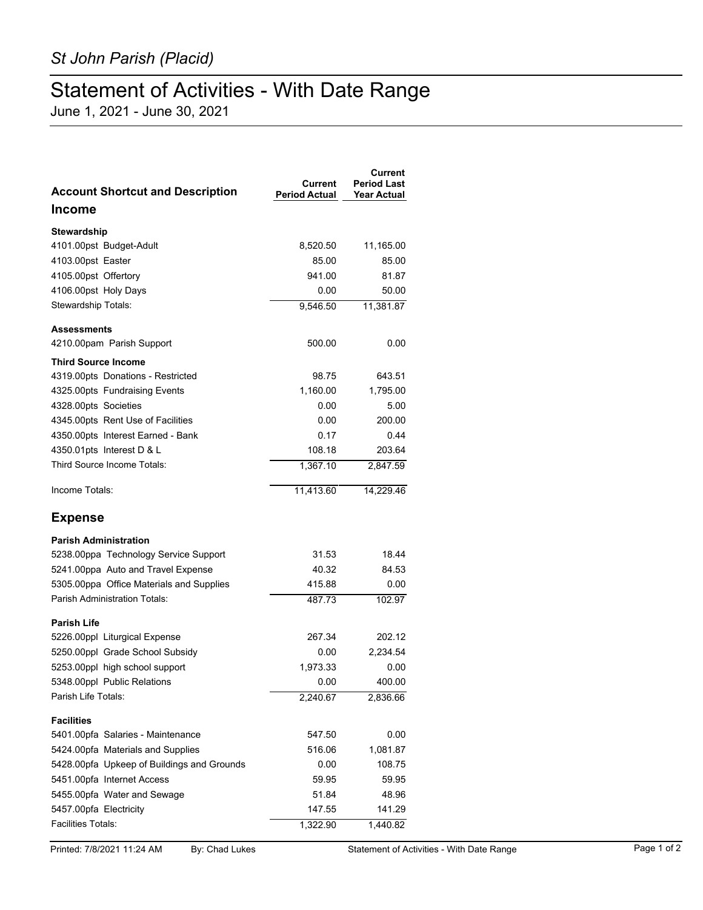*St John Parish (Placid)*

# Statement of Activities - With Date Range

June 1, 2021 - June 30, 2021

| Account Shortcut and Description | Current Period Actual | Current Period Last Year Actual |
|---|---|---|
| **Income** | | |
| **Stewardship** | | |
| 4101.00pst Budget-Adult | 8,520.50 | 11,165.00 |
| 4103.00pst Easter | 85.00 | 85.00 |
| 4105.00pst Offertory | 941.00 | 81.87 |
| 4106.00pst Holy Days | 0.00 | 50.00 |
| Stewardship Totals: | 9,546.50 | 11,381.87 |
| **Assessments** | | |
| 4210.00pam Parish Support | 500.00 | 0.00 |
| **Third Source Income** | | |
| 4319.00pts Donations - Restricted | 98.75 | 643.51 |
| 4325.00pts Fundraising Events | 1,160.00 | 1,795.00 |
| 4328.00pts Societies | 0.00 | 5.00 |
| 4345.00pts Rent Use of Facilities | 0.00 | 200.00 |
| 4350.00pts Interest Earned - Bank | 0.17 | 0.44 |
| 4350.01pts Interest D & L | 108.18 | 203.64 |
| Third Source Income Totals: | 1,367.10 | 2,847.59 |
| Income Totals: | 11,413.60 | 14,229.46 |
| **Expense** | | |
| **Parish Administration** | | |
| 5238.00ppa Technology Service Support | 31.53 | 18.44 |
| 5241.00ppa Auto and Travel Expense | 40.32 | 84.53 |
| 5305.00ppa Office Materials and Supplies | 415.88 | 0.00 |
| Parish Administration Totals: | 487.73 | 102.97 |
| **Parish Life** | | |
| 5226.00ppl Liturgical Expense | 267.34 | 202.12 |
| 5250.00ppl Grade School Subsidy | 0.00 | 2,234.54 |
| 5253.00ppl high school support | 1,973.33 | 0.00 |
| 5348.00ppl Public Relations | 0.00 | 400.00 |
| Parish Life Totals: | 2,240.67 | 2,836.66 |
| **Facilities** | | |
| 5401.00pfa Salaries - Maintenance | 547.50 | 0.00 |
| 5424.00pfa Materials and Supplies | 516.06 | 1,081.87 |
| 5428.00pfa Upkeep of Buildings and Grounds | 0.00 | 108.75 |
| 5451.00pfa Internet Access | 59.95 | 59.95 |
| 5455.00pfa Water and Sewage | 51.84 | 48.96 |
| 5457.00pfa Electricity | 147.55 | 141.29 |
| Facilities Totals: | 1,322.90 | 1,440.82 |

Printed: 7/8/2021 11:24 AM By: Chad Lukes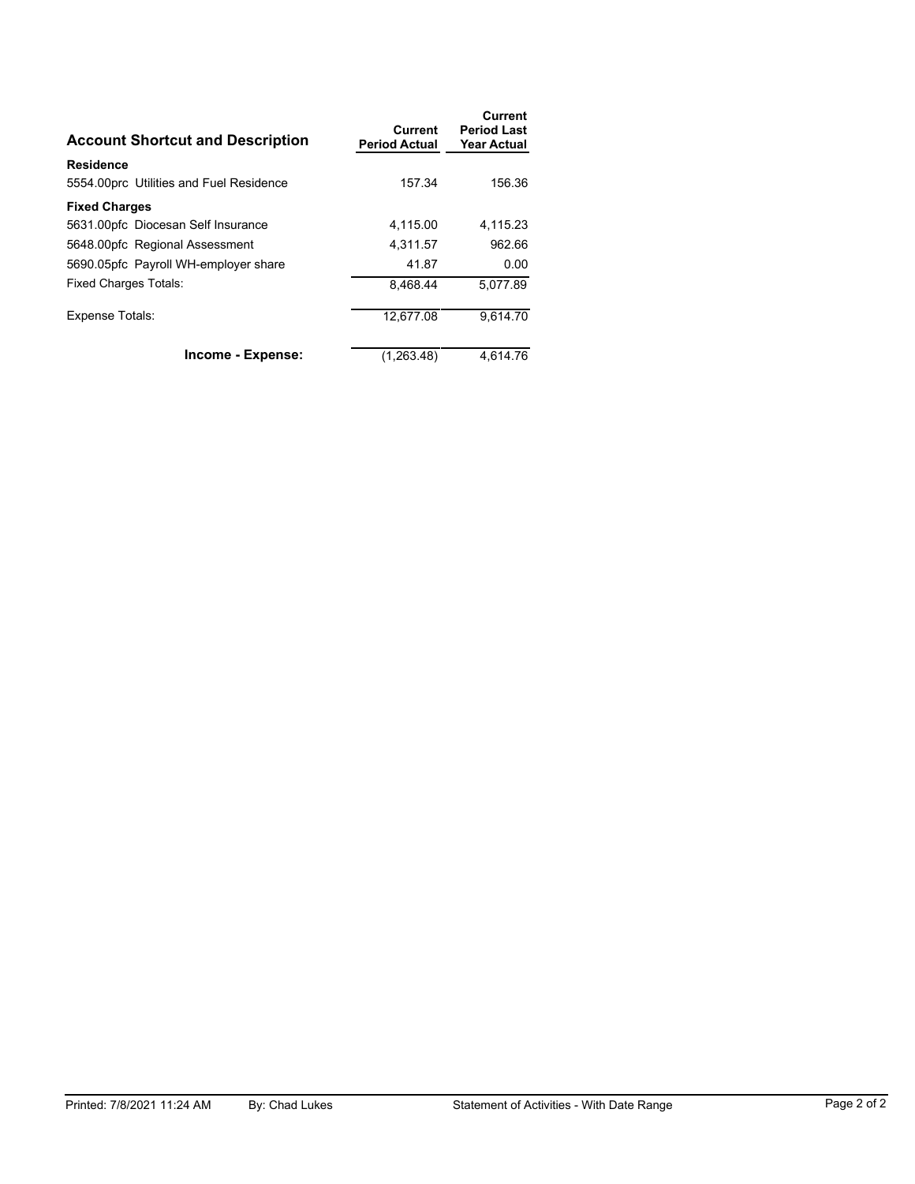| Account Shortcut and Description | Current Period Actual | Current Period Last Year Actual |
| --- | --- | --- |
| **Residence** | | |
| 5554.00prc Utilities and Fuel Residence | 157.34 | 156.36 |
| **Fixed Charges** | | |
| 5631.00pfc Diocesan Self Insurance | 4,115.00 | 4,115.23 |
| 5648.00pfc Regional Assessment | 4,311.57 | 962.66 |
| 5690.05pfc Payroll WH-employer share | 41.87 | 0.00 |
| Fixed Charges Totals: | 8,468.44 | 5,077.89 |
| Expense Totals: | 12,677.08 | 9,614.70 |
| **Income - Expense:** | (1,263.48) | 4,614.76 |

Printed: 7/8/2021 11:24 AM By: Chad Lukes Statement of Activities - With Date Range